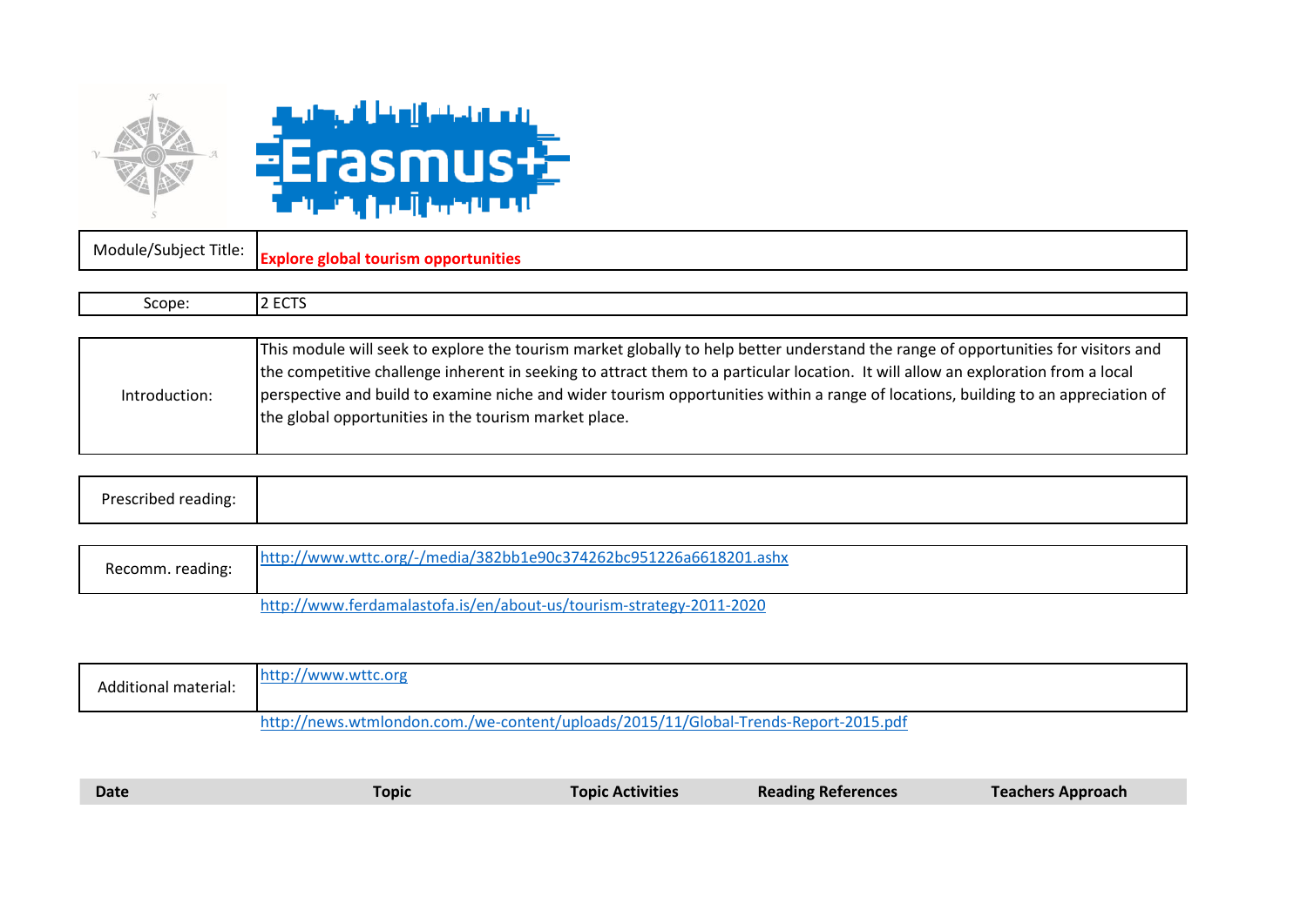| | |
|---|---|
| Module/Subject Title: | **Explore global tourism opportunities** |

| | |
|---|---|
| Scope: | 2 ECTS |

| | |
|---|---|
| Introduction: | This module will seek to explore the tourism market globally to help better understand the range of opportunities for visitors and the competitive challenge inherent in seeking to attract them to a particular location. It will allow an exploration from a local perspective and build to examine niche and wider tourism opportunities within a range of locations, building to an appreciation of the global opportunities in the tourism market place. |

| | |
|---|---|
| Prescribed reading: | |

| | |
|---|---|
| Recomm. reading: | http://www.wttc.org/-/media/382bb1e90c374262bc951226a6618201.ashx |
| | http://www.ferdamalastofa.is/en/about-us/tourism-strategy-2011-2020 |

| | |
|---|---|
| Additional material: | http://www.wttc.org |
| | http://news.wtmlondon.com./we-content/uploads/2015/11/Global-Trends-Report-2015.pdf |

| Date | Topic | Topic Activities | Reading References | Teachers Approach |
|---|---|---|---|---|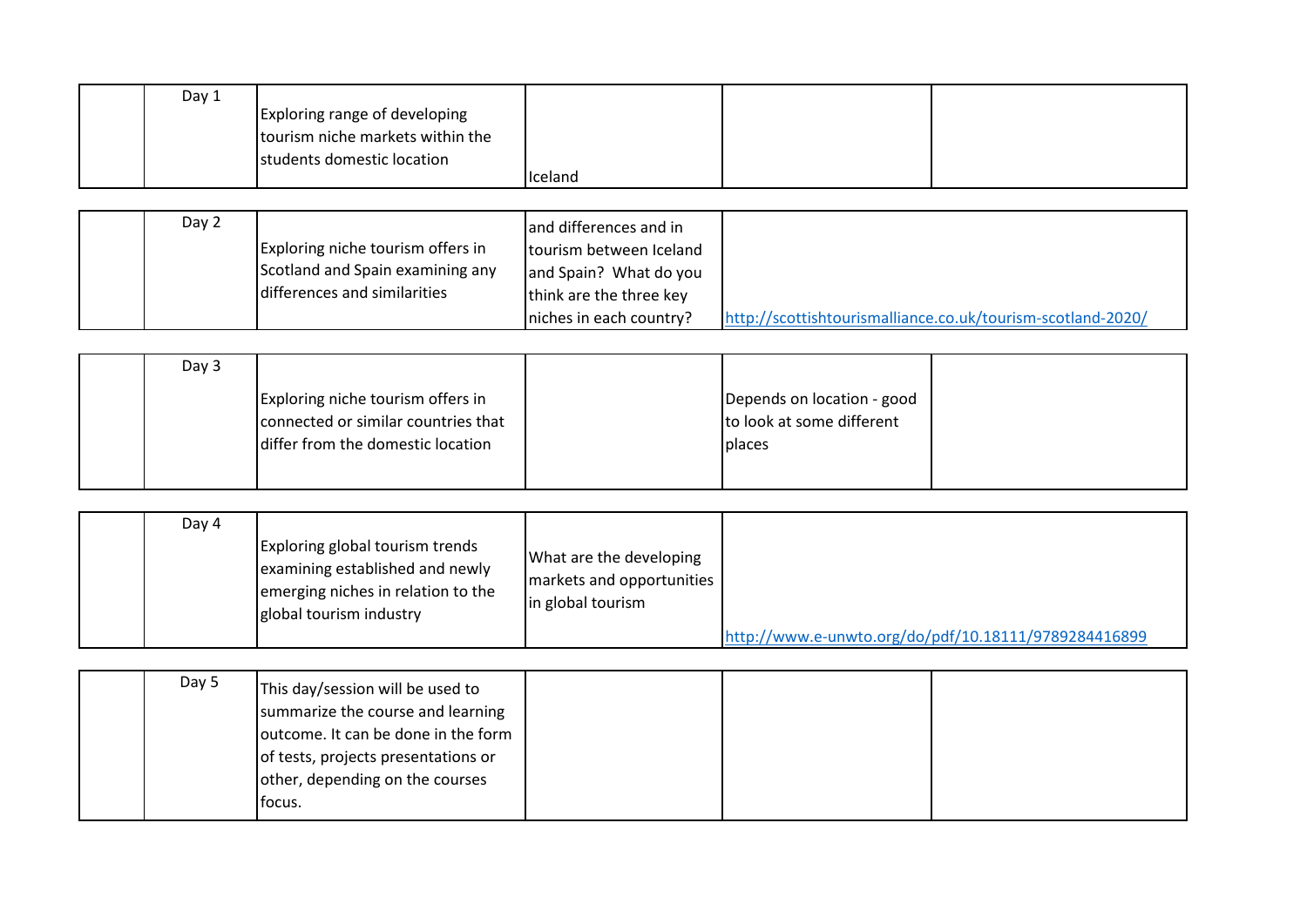| | | | | | |
|---|---|---|---|---|---|
| | Day 1 | Exploring range of developing tourism niche markets within the students domestic location | Iceland | | |
| | Day 2 | Exploring niche tourism offers in Scotland and Spain examining any differences and similarities | and differences and in tourism between Iceland and Spain? What do you think are the three key niches in each country? | http://scottishtourismalliance.co.uk/tourism-scotland-2020/ | |
| | Day 3 | Exploring niche tourism offers in connected or similar countries that differ from the domestic location | | Depends on location - good to look at some different places | |
| | Day 4 | Exploring global tourism trends examining established and newly emerging niches in relation to the global tourism industry | What are the developing markets and opportunities in global tourism | http://www.e-unwto.org/do/pdf/10.18111/9789284416899 | |
| | Day 5 | This day/session will be used to summarize the course and learning outcome. It can be done in the form of tests, projects presentations or other, depending on the courses focus. | | | |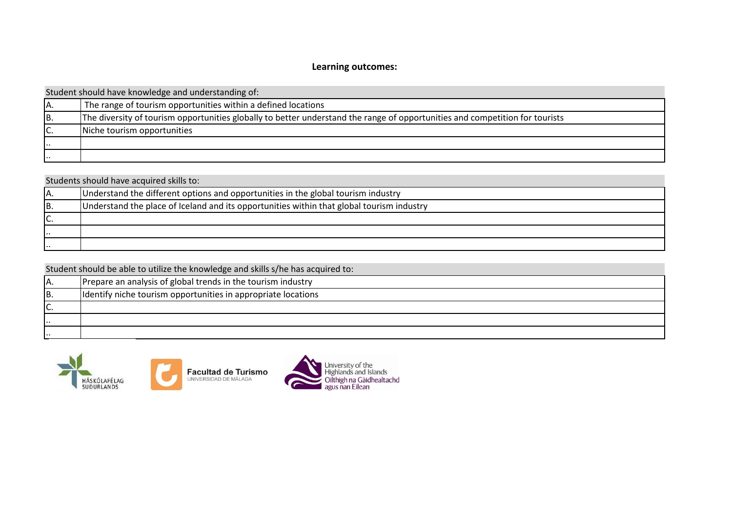**Learning outcomes:**

| Student should have knowledge and understanding of: | |
|---|---|
| A. | The range of tourism opportunities within a defined locations |
| B. | The diversity of tourism opportunities globally to better understand the range of opportunities and competition for tourists |
| C. | Niche tourism opportunities |
| .. | |
| .. | |

| Students should have acquired skills to: | |
|---|---|
| A. | Understand the different options and opportunities in the global tourism industry |
| B. | Understand the place of Iceland and its opportunities within that global tourism industry |
| C. | |
| .. | |
| .. | |

| Student should be able to utilize the knowledge and skills s/he has acquired to: | |
|---|---|
| A. | Prepare an analysis of global trends in the tourism industry |
| B. | Identify niche tourism opportunities in appropriate locations |
| C. | |
| .. | |
| .. | |

HÁSKÓLAFÉLAG SUÐURLANDS

Facultad de Turismo
UNIVERSIDAD DE MÁLAGA

University of the Highlands and Islands
Oilthigh na Gàidhealtachd agus nan Eilean